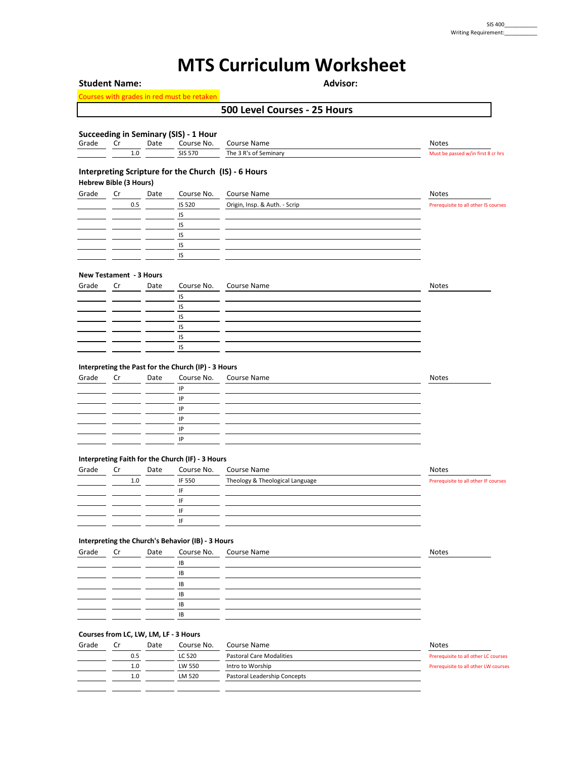SIS 400___________
Writing Requirement:___________

# MTS Curriculum Worksheet

**Student Name:** **Advisor:**

Courses with grades in red must be retaken

## 500 Level Courses - 25 Hours

### Succeeding in Seminary (SIS) - 1 Hour

| Grade | Cr | Date | Course No. | Course Name | Notes |
|---|---|---|---|---|---|
| | 1.0 | | SIS 570 | The 3 R's of Seminary | Must be passed w/in first 8 cr hrs |

### Interpreting Scripture for the Church (IS) - 6 Hours

**Hebrew Bible (3 Hours)**

| Grade | Cr | Date | Course No. | Course Name | Notes |
|---|---|---|---|---|---|
| | 0.5 | | IS 520 | Origin, Insp. & Auth. - Scrip | Prerequisite to all other IS courses |
| | | | IS | | |
| | | | IS | | |
| | | | IS | | |
| | | | IS | | |
| | | | IS | | |

**New Testament - 3 Hours**

| Grade | Cr | Date | Course No. | Course Name | Notes |
|---|---|---|---|---|---|
| | | | IS | | |
| | | | IS | | |
| | | | IS | | |
| | | | IS | | |
| | | | IS | | |
| | | | IS | | |

### Interpreting the Past for the Church (IP) - 3 Hours

| Grade | Cr | Date | Course No. | Course Name | Notes |
|---|---|---|---|---|---|
| | | | IP | | |
| | | | IP | | |
| | | | IP | | |
| | | | IP | | |
| | | | IP | | |
| | | | IP | | |

### Interpreting Faith for the Church (IF) - 3 Hours

| Grade | Cr | Date | Course No. | Course Name | Notes |
|---|---|---|---|---|---|
| | 1.0 | | IF 550 | Theology & Theological Language | Prerequisite to all other IF courses |
| | | | IF | | |
| | | | IF | | |
| | | | IF | | |
| | | | IF | | |

### Interpreting the Church's Behavior (IB) - 3 Hours

| Grade | Cr | Date | Course No. | Course Name | Notes |
|---|---|---|---|---|---|
| | | | IB | | |
| | | | IB | | |
| | | | IB | | |
| | | | IB | | |
| | | | IB | | |
| | | | IB | | |

### Courses from LC, LW, LM, LF - 3 Hours

| Grade | Cr | Date | Course No. | Course Name | Notes |
|---|---|---|---|---|---|
| | 0.5 | | LC 520 | Pastoral Care Modalities | Prerequisite to all other LC courses |
| | 1.0 | | LW 550 | Intro to Worship | Prerequisite to all other LW courses |
| | 1.0 | | LM 520 | Pastoral Leadership Concepts | |
| | | | | | |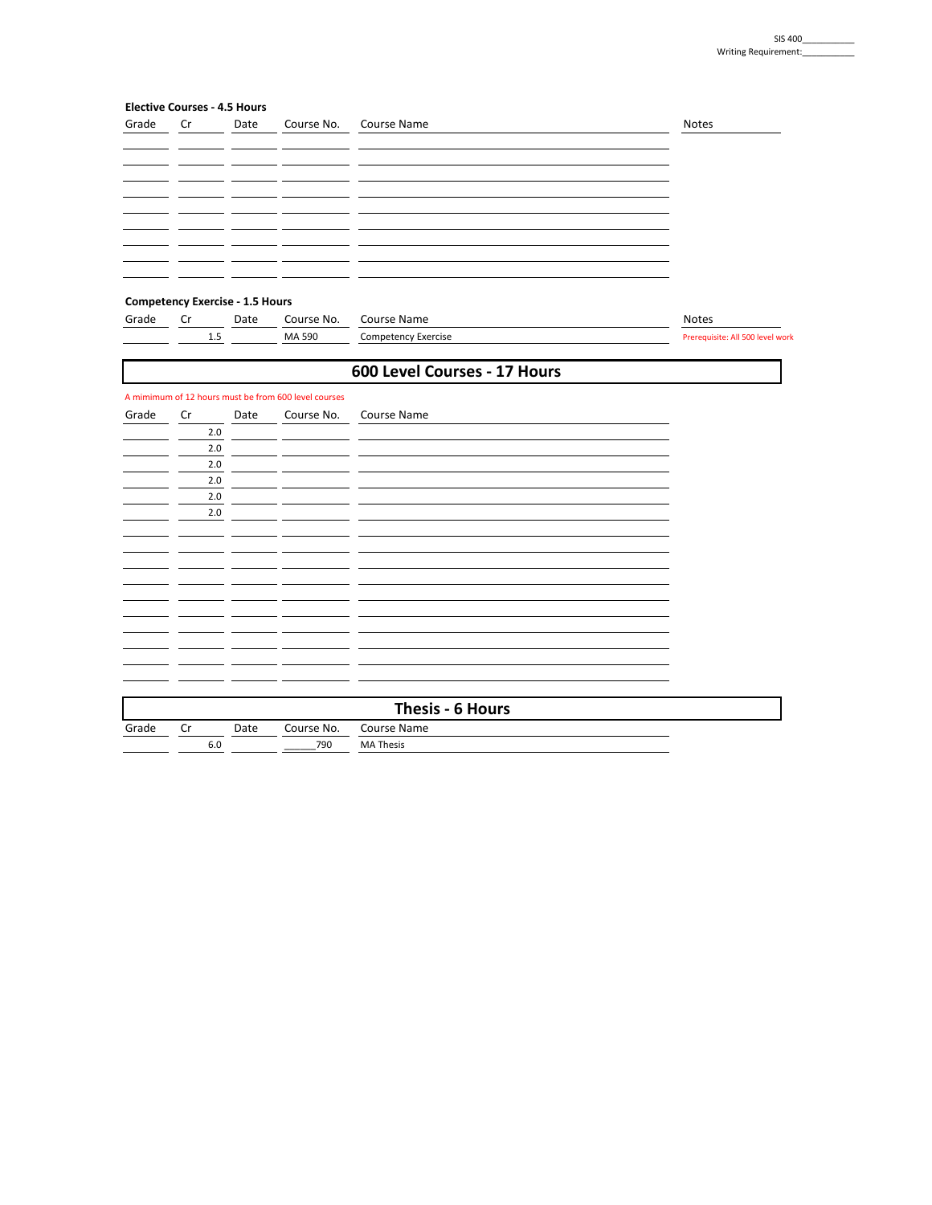SIS 400___________

Writing Requirement:___________

**Elective Courses - 4.5 Hours**

| Grade | Cr | Date | Course No. | Course Name | Notes |
|---|---|---|---|---|---|
| | | | | | |
| | | | | | |
| | | | | | |
| | | | | | |
| | | | | | |
| | | | | | |
| | | | | | |
| | | | | | |

**Competency Exercise - 1.5 Hours**

| Grade | Cr | Date | Course No. | Course Name | Notes |
|---|---|---|---|---|---|
| | 1.5 | | MA 590 | Competency Exercise | Prerequisite: All 500 level work |

## 600 Level Courses - 17 Hours

A mimimum of 12 hours must be from 600 level courses

| Grade | Cr | Date | Course No. | Course Name |
|---|---|---|---|---|
| | 2.0 | | | |
| | 2.0 | | | |
| | 2.0 | | | |
| | 2.0 | | | |
| | 2.0 | | | |
| | 2.0 | | | |
| | | | | |
| | | | | |
| | | | | |
| | | | | |
| | | | | |
| | | | | |
| | | | | |
| | | | | |
| | | | | |

## Thesis - 6 Hours

| Grade | Cr | Date | Course No. | Course Name |
|---|---|---|---|---|
| | 6.0 | | ______790 | MA Thesis |